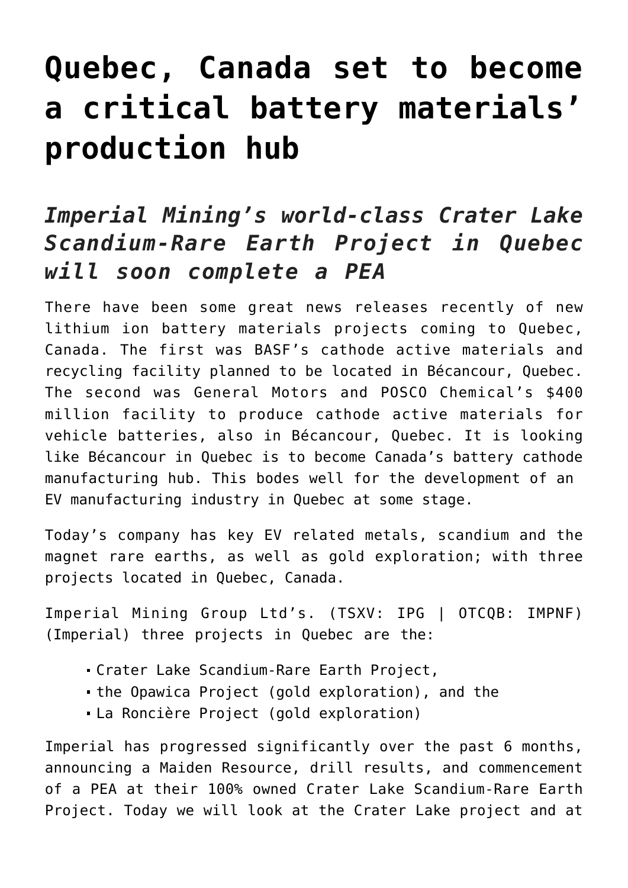# Quebec, Canada set to become a critical battery materials' production hub

## *Imperial Mining's world-class Crater Lake Scandium-Rare Earth Project in Quebec will soon complete a PEA*

There have been some great news releases recently of new lithium ion battery materials projects coming to Quebec, Canada. The first was BASF's cathode active materials and recycling facility planned to be located in Bécancour, Quebec. The second was General Motors and POSCO Chemical's $400 million facility to produce cathode active materials for vehicle batteries, also in Bécancour, Quebec. It is looking like Bécancour in Quebec is to become Canada's battery cathode manufacturing hub. This bodes well for the development of an EV manufacturing industry in Quebec at some stage.

Today's company has key EV related metals, scandium and the magnet rare earths, as well as gold exploration; with three projects located in Quebec, Canada.

Imperial Mining Group Ltd's. (TSXV: IPG | OTCQB: IMPNF) (Imperial) three projects in Quebec are the:

- Crater Lake Scandium-Rare Earth Project,
- the Opawica Project (gold exploration), and the
- La Roncière Project (gold exploration)

Imperial has progressed significantly over the past 6 months, announcing a Maiden Resource, drill results, and commencement of a PEA at their 100% owned Crater Lake Scandium-Rare Earth Project. Today we will look at the Crater Lake project and at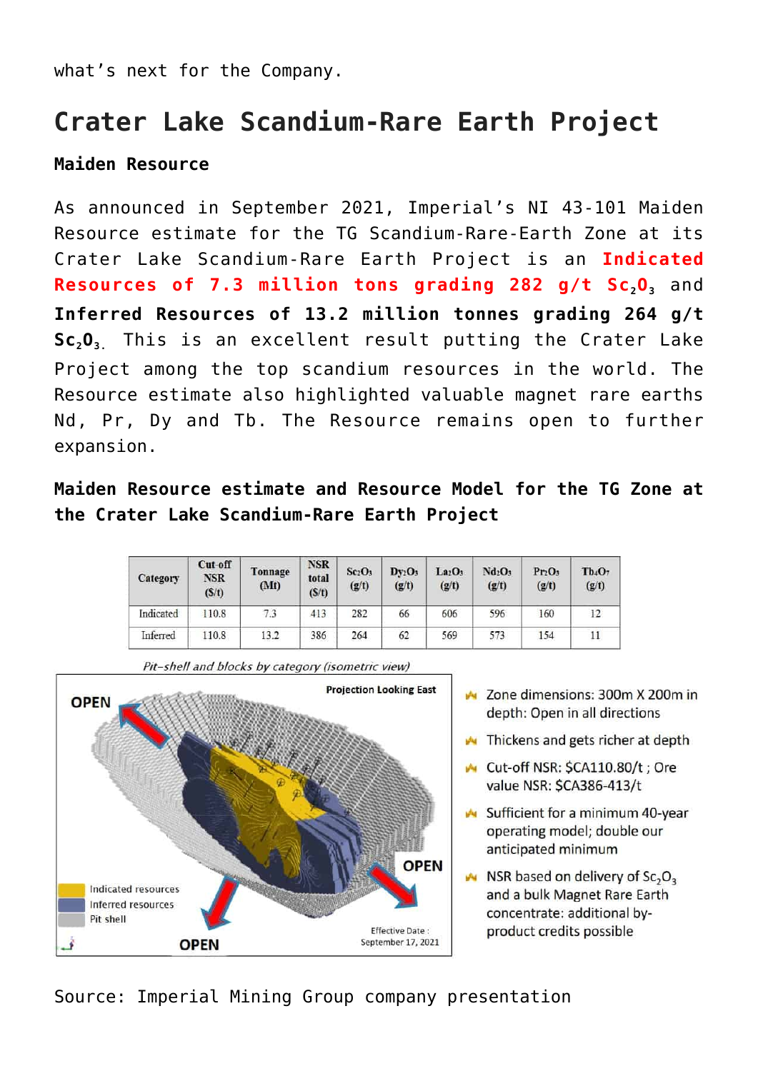what's next for the Company.

# Crater Lake Scandium-Rare Earth Project

**Maiden Resource**

As announced in September 2021, Imperial's NI 43-101 Maiden Resource estimate for the TG Scandium-Rare-Earth Zone at its Crater Lake Scandium-Rare Earth Project is an **Indicated Resources of 7.3 million tons grading 282 g/t $Sc_2O_3$** and **Inferred Resources of 13.2 million tonnes grading 264 g/t $Sc_2O_3$**. This is an excellent result putting the Crater Lake Project among the top scandium resources in the world. The Resource estimate also highlighted valuable magnet rare earths Nd, Pr, Dy and Tb. The Resource remains open to further expansion.

**Maiden Resource estimate and Resource Model for the TG Zone at the Crater Lake Scandium-Rare Earth Project**

| Category | Cut-off NSR ($/t) | Tonnage (Mt) | NSR total ($/t) | $Sc_2O_3$ (g/t) | $Dy_2O_3$ (g/t) | $La_2O_3$ (g/t) | $Nd_2O_3$ (g/t) | $Pr_2O_3$ (g/t) | $Tb_4O_7$ (g/t) |
|---|---|---|---|---|---|---|---|---|---|
| Indicated | 110.8 | 7.3 | 413 | 282 | 66 | 606 | 596 | 160 | 12 |
| Inferred | 110.8 | 13.2 | 386 | 264 | 62 | 569 | 573 | 154 | 11 |

*Pit-shell and blocks by category (isometric view)*

Projection Looking East

OPEN

OPEN

OPEN

Indicated resources
Inferred resources
Pit shell

Effective Date : September 17, 2021

- Zone dimensions: 300m X 200m in depth: Open in all directions
- Thickens and gets richer at depth
- Cut-off NSR: $CA110.80/t ; Ore value NSR: $CA386-413/t
- Sufficient for a minimum 40-year operating model; double our anticipated minimum
- NSR based on delivery of $Sc_2O_3$ and a bulk Magnet Rare Earth concentrate: additional by-product credits possible

Source: Imperial Mining Group company presentation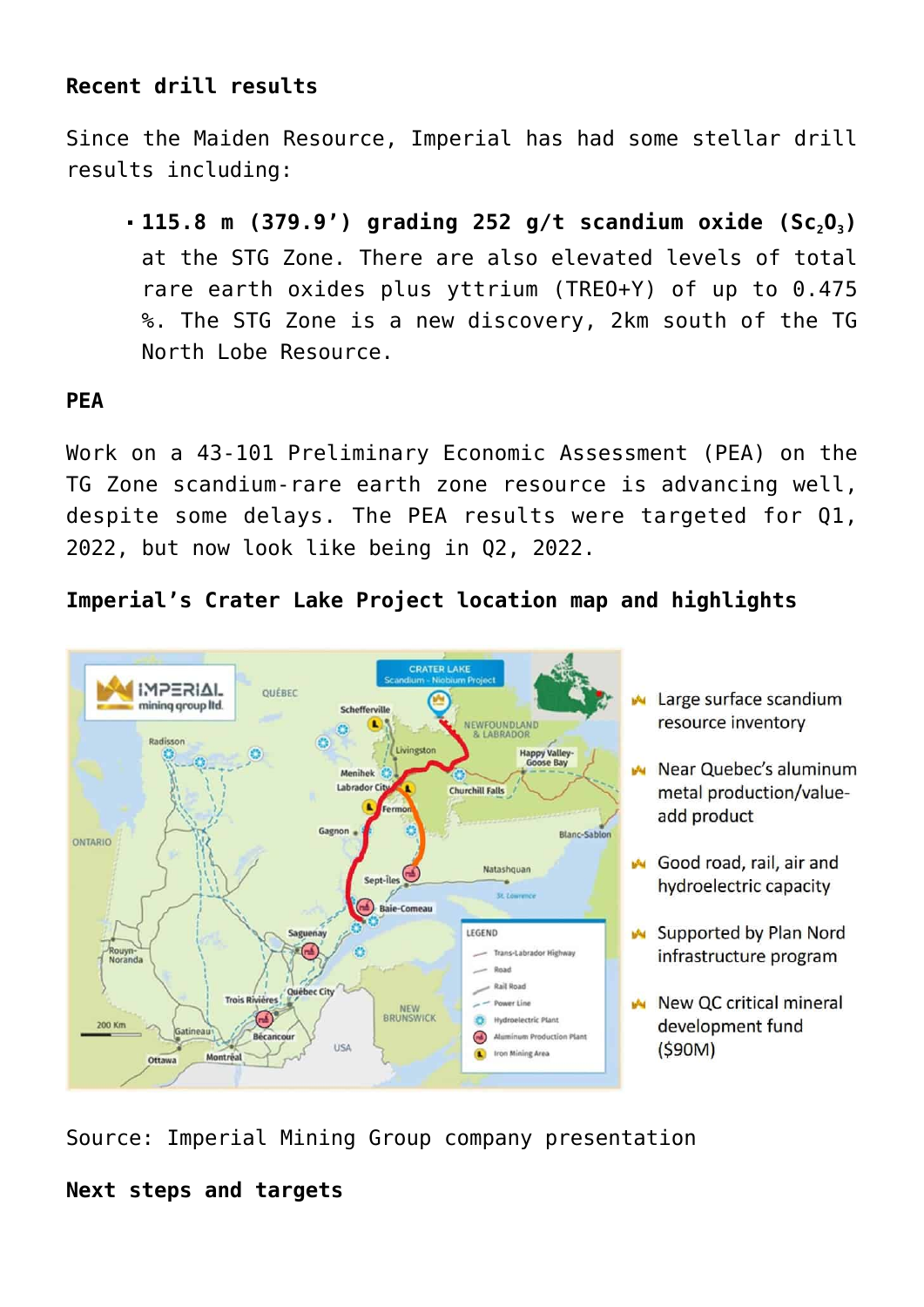**Recent drill results**

Since the Maiden Resource, Imperial has had some stellar drill results including:

- **115.8 m (379.9') grading 252 g/t scandium oxide ($Sc_2O_3$)** at the STG Zone. There are also elevated levels of total rare earth oxides plus yttrium (TREO+Y) of up to 0.475 %. The STG Zone is a new discovery, 2km south of the TG North Lobe Resource.

**PEA**

Work on a 43-101 Preliminary Economic Assessment (PEA) on the TG Zone scandium-rare earth zone resource is advancing well, despite some delays. The PEA results were targeted for Q1, 2022, but now look like being in Q2, 2022.

**Imperial's Crater Lake Project location map and highlights**

- Large surface scandium resource inventory
- Near Quebec's aluminum metal production/value-add product
- Good road, rail, air and hydroelectric capacity
- Supported by Plan Nord infrastructure program
- New QC critical mineral development fund ($90M)

Source: Imperial Mining Group company presentation

**Next steps and targets**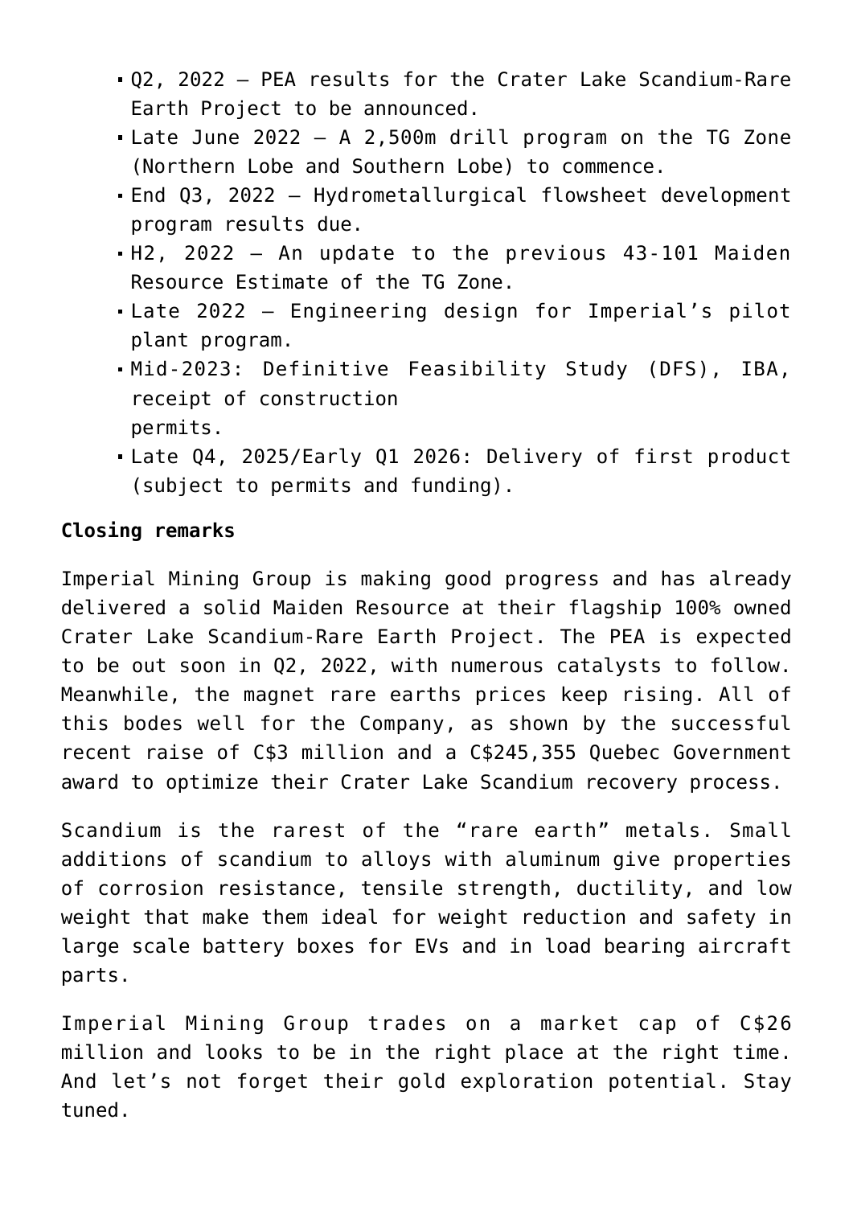- Q2, 2022 – PEA results for the Crater Lake Scandium-Rare Earth Project to be announced.
- Late June 2022 – A 2,500m drill program on the TG Zone (Northern Lobe and Southern Lobe) to commence.
- End Q3, 2022 – Hydrometallurgical flowsheet development program results due.
- H2, 2022 – An update to the previous 43-101 Maiden Resource Estimate of the TG Zone.
- Late 2022 – Engineering design for Imperial's pilot plant program.
- Mid-2023: Definitive Feasibility Study (DFS), IBA, receipt of construction permits.
- Late Q4, 2025/Early Q1 2026: Delivery of first product (subject to permits and funding).

**Closing remarks**

Imperial Mining Group is making good progress and has already delivered a solid Maiden Resource at their flagship 100% owned Crater Lake Scandium-Rare Earth Project. The PEA is expected to be out soon in Q2, 2022, with numerous catalysts to follow. Meanwhile, the magnet rare earths prices keep rising. All of this bodes well for the Company, as shown by the successful recent raise of C$3 million and a C$245,355 Quebec Government award to optimize their Crater Lake Scandium recovery process.

Scandium is the rarest of the "rare earth" metals. Small additions of scandium to alloys with aluminum give properties of corrosion resistance, tensile strength, ductility, and low weight that make them ideal for weight reduction and safety in large scale battery boxes for EVs and in load bearing aircraft parts.

Imperial Mining Group trades on a market cap of C$26 million and looks to be in the right place at the right time. And let's not forget their gold exploration potential. Stay tuned.